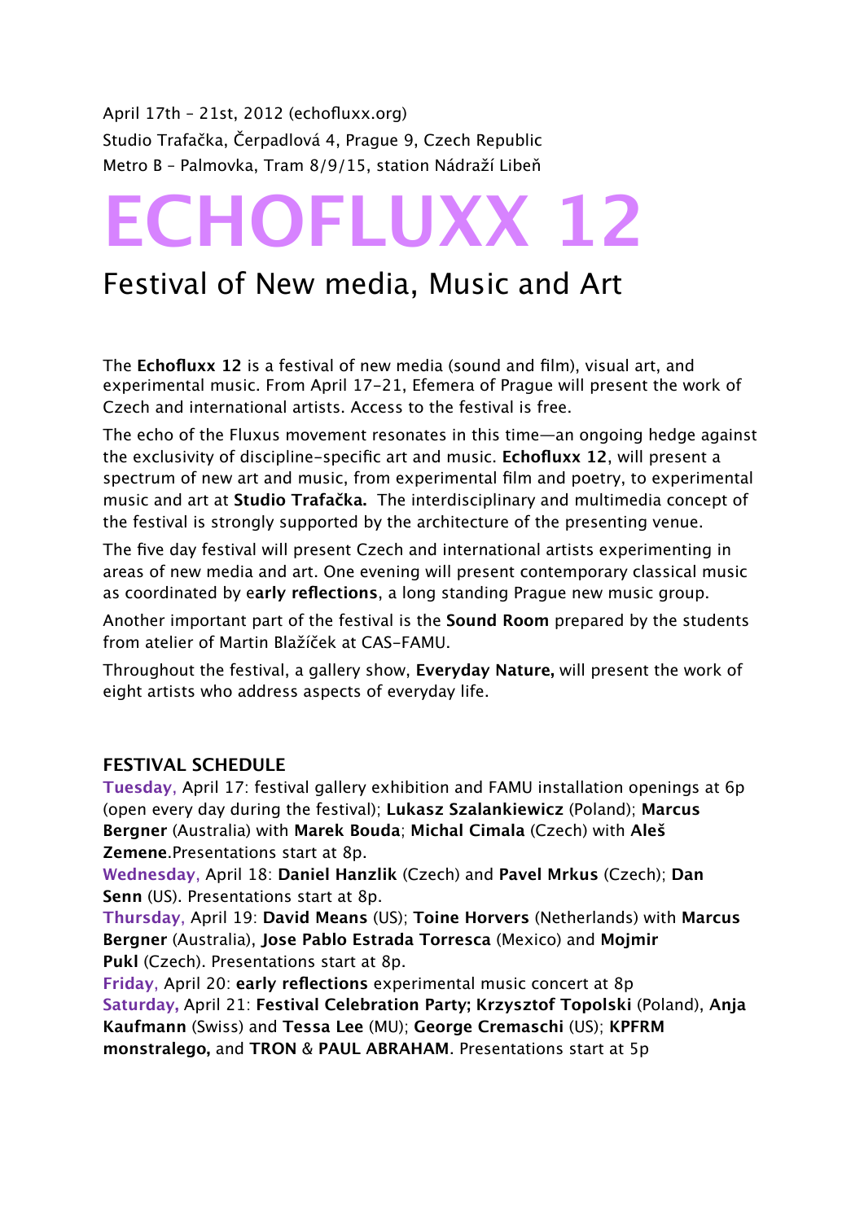April 17th – 21st, 2012 (echofluxx.org)
Studio Trafačka, Čerpadlová 4, Prague 9, Czech Republic
Metro B – Palmovka, Tram 8/9/15, station Nádraží Libeň

# ECHOFLUXX 12

## Festival of New media, Music and Art

The **Echofluxx 12** is a festival of new media (sound and film), visual art, and experimental music. From April 17-21, Efemera of Prague will present the work of Czech and international artists. Access to the festival is free.

The echo of the Fluxus movement resonates in this time—an ongoing hedge against the exclusivity of discipline-specific art and music. **Echofluxx 12**, will present a spectrum of new art and music, from experimental film and poetry, to experimental music and art at **Studio Trafačka.** The interdisciplinary and multimedia concept of the festival is strongly supported by the architecture of the presenting venue.

The five day festival will present Czech and international artists experimenting in areas of new media and art. One evening will present contemporary classical music as coordinated by e**arly reflections**, a long standing Prague new music group.

Another important part of the festival is the **Sound Room** prepared by the students from atelier of Martin Blažíček at CAS-FAMU.

Throughout the festival, a gallery show, **Everyday Nature,** will present the work of eight artists who address aspects of everyday life.

### FESTIVAL SCHEDULE

**Tuesday,** April 17: festival gallery exhibition and FAMU installation openings at 6p (open every day during the festival); **Lukasz Szalankiewicz** (Poland); **Marcus Bergner** (Australia) with **Marek Bouda**; **Michal Cimala** (Czech) with **Aleš Zemene**.Presentations start at 8p.

**Wednesday,** April 18: **Daniel Hanzlik** (Czech) and **Pavel Mrkus** (Czech); **Dan Senn** (US). Presentations start at 8p.

**Thursday,** April 19: **David Means** (US); **Toine Horvers** (Netherlands) with **Marcus Bergner** (Australia), **Jose Pablo Estrada Torresca** (Mexico) and **Mojmir Pukl** (Czech). Presentations start at 8p.

**Friday,** April 20: **early reflections** experimental music concert at 8p

**Saturday,** April 21: **Festival Celebration Party; Krzysztof Topolski** (Poland), **Anja Kaufmann** (Swiss) and **Tessa Lee** (MU); **George Cremaschi** (US); **KPFRM monstralego,** and **TRON** & **PAUL ABRAHAM**. Presentations start at 5p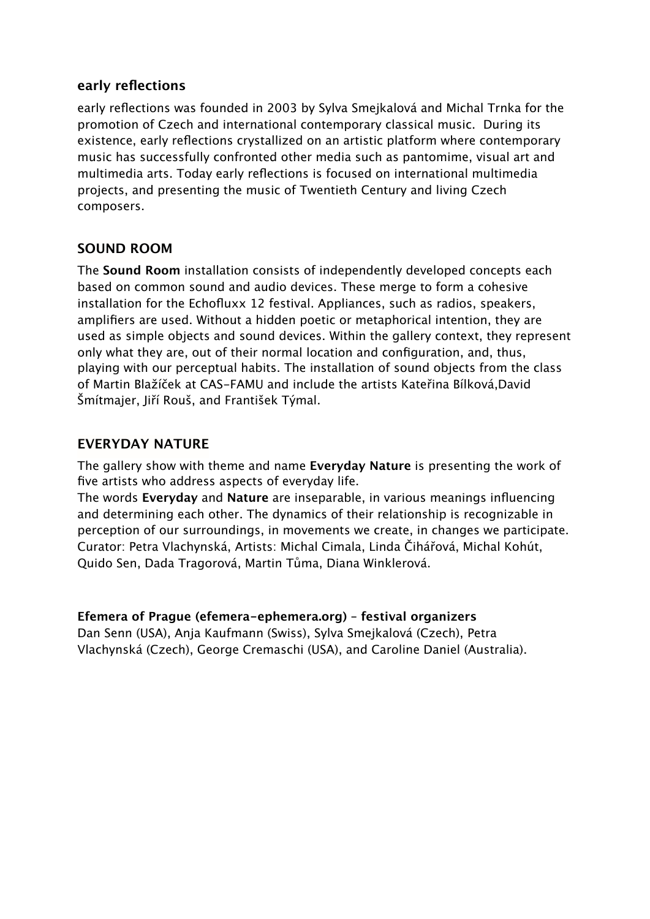## early reflections

early reflections was founded in 2003 by Sylva Smejkalová and Michal Trnka for the promotion of Czech and international contemporary classical music. During its existence, early reflections crystallized on an artistic platform where contemporary music has successfully confronted other media such as pantomime, visual art and multimedia arts. Today early reflections is focused on international multimedia projects, and presenting the music of Twentieth Century and living Czech composers.

## SOUND ROOM

The **Sound Room** installation consists of independently developed concepts each based on common sound and audio devices. These merge to form a cohesive installation for the Echofluxx 12 festival. Appliances, such as radios, speakers, amplifiers are used. Without a hidden poetic or metaphorical intention, they are used as simple objects and sound devices. Within the gallery context, they represent only what they are, out of their normal location and configuration, and, thus, playing with our perceptual habits. The installation of sound objects from the class of Martin Blažíček at CAS-FAMU and include the artists Kateřina Bílková,David Šmítmajer, Jiří Rouš, and František Týmal.

## EVERYDAY NATURE

The gallery show with theme and name **Everyday Nature** is presenting the work of five artists who address aspects of everyday life.
The words **Everyday** and **Nature** are inseparable, in various meanings influencing and determining each other. The dynamics of their relationship is recognizable in perception of our surroundings, in movements we create, in changes we participate.
Curator: Petra Vlachynská, Artists: Michal Cimala, Linda Čihářová, Michal Kohút, Quido Sen, Dada Tragorová, Martin Tůma, Diana Winklerová.

**Efemera of Prague (efemera-ephemera.org) – festival organizers**
Dan Senn (USA), Anja Kaufmann (Swiss), Sylva Smejkalová (Czech), Petra Vlachynská (Czech), George Cremaschi (USA), and Caroline Daniel (Australia).